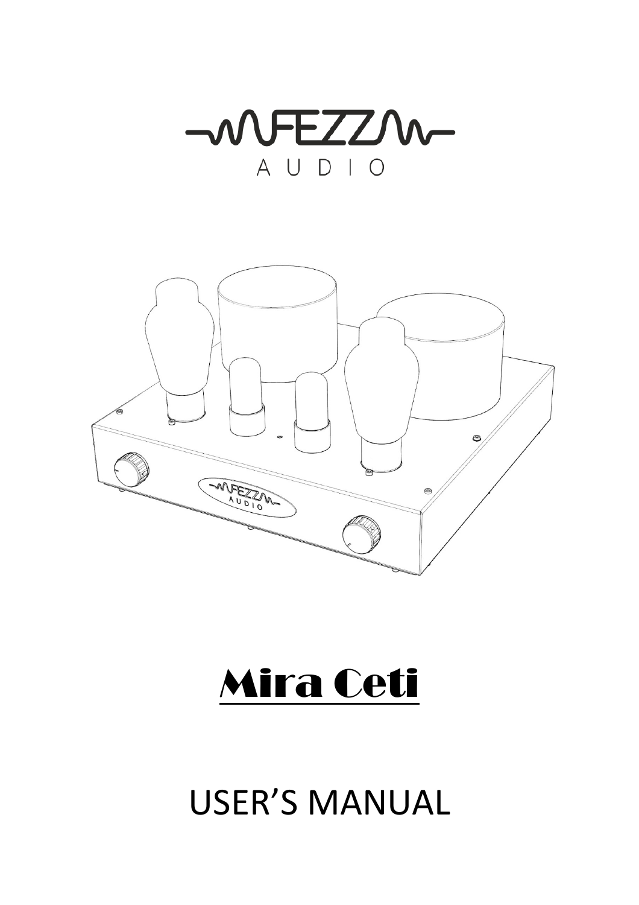FEZZ AUDIO

# Mira Ceti

# USER'S MANUAL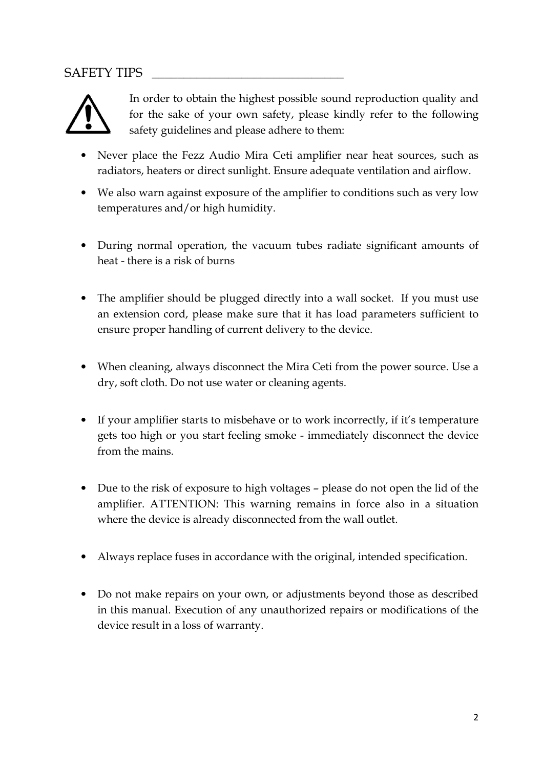## SAFETY TIPS

In order to obtain the highest possible sound reproduction quality and for the sake of your own safety, please kindly refer to the following safety guidelines and please adhere to them:

- Never place the Fezz Audio Mira Ceti amplifier near heat sources, such as radiators, heaters or direct sunlight. Ensure adequate ventilation and airflow.
- We also warn against exposure of the amplifier to conditions such as very low temperatures and/or high humidity.
- During normal operation, the vacuum tubes radiate significant amounts of heat - there is a risk of burns
- The amplifier should be plugged directly into a wall socket. If you must use an extension cord, please make sure that it has load parameters sufficient to ensure proper handling of current delivery to the device.
- When cleaning, always disconnect the Mira Ceti from the power source. Use a dry, soft cloth. Do not use water or cleaning agents.
- If your amplifier starts to misbehave or to work incorrectly, if it's temperature gets too high or you start feeling smoke - immediately disconnect the device from the mains.
- Due to the risk of exposure to high voltages – please do not open the lid of the amplifier. ATTENTION: This warning remains in force also in a situation where the device is already disconnected from the wall outlet.
- Always replace fuses in accordance with the original, intended specification.
- Do not make repairs on your own, or adjustments beyond those as described in this manual. Execution of any unauthorized repairs or modifications of the device result in a loss of warranty.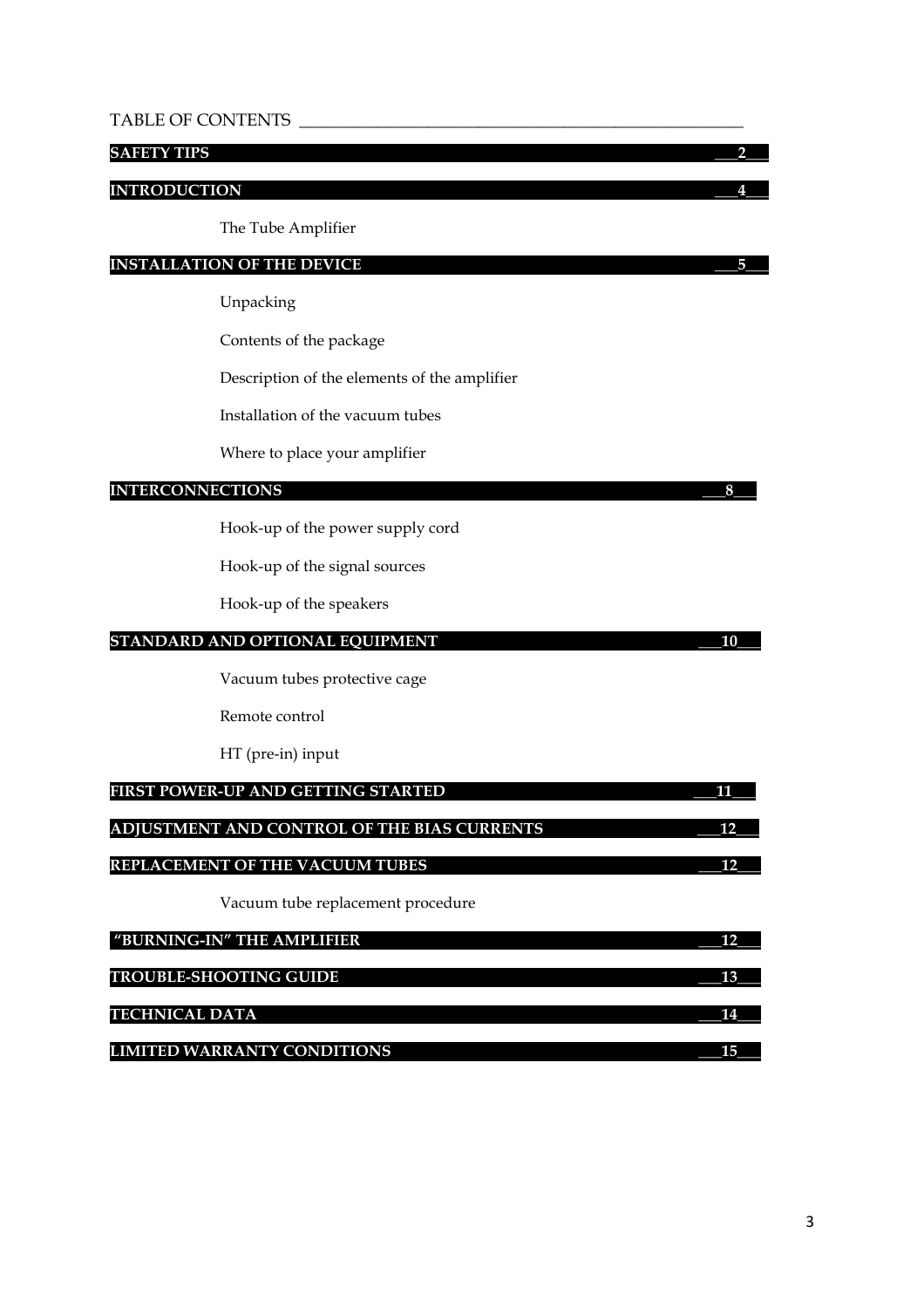TABLE OF CONTENTS

| Section | Page |
|---|---|
| **SAFETY TIPS** | **2** |
| **INTRODUCTION** | **4** |
| The Tube Amplifier | |
| **INSTALLATION OF THE DEVICE** | **5** |
| Unpacking | |
| Contents of the package | |
| Description of the elements of the amplifier | |
| Installation of the vacuum tubes | |
| Where to place your amplifier | |
| **INTERCONNECTIONS** | **8** |
| Hook-up of the power supply cord | |
| Hook-up of the signal sources | |
| Hook-up of the speakers | |
| **STANDARD AND OPTIONAL EQUIPMENT** | **10** |
| Vacuum tubes protective cage | |
| Remote control | |
| HT (pre-in) input | |
| **FIRST POWER-UP AND GETTING STARTED** | **11** |
| **ADJUSTMENT AND CONTROL OF THE BIAS CURRENTS** | **12** |
| **REPLACEMENT OF THE VACUUM TUBES** | **12** |
| Vacuum tube replacement procedure | |
| **"BURNING-IN" THE AMPLIFIER** | **12** |
| **TROUBLE-SHOOTING GUIDE** | **13** |
| **TECHNICAL DATA** | **14** |
| **LIMITED WARRANTY CONDITIONS** | **15** |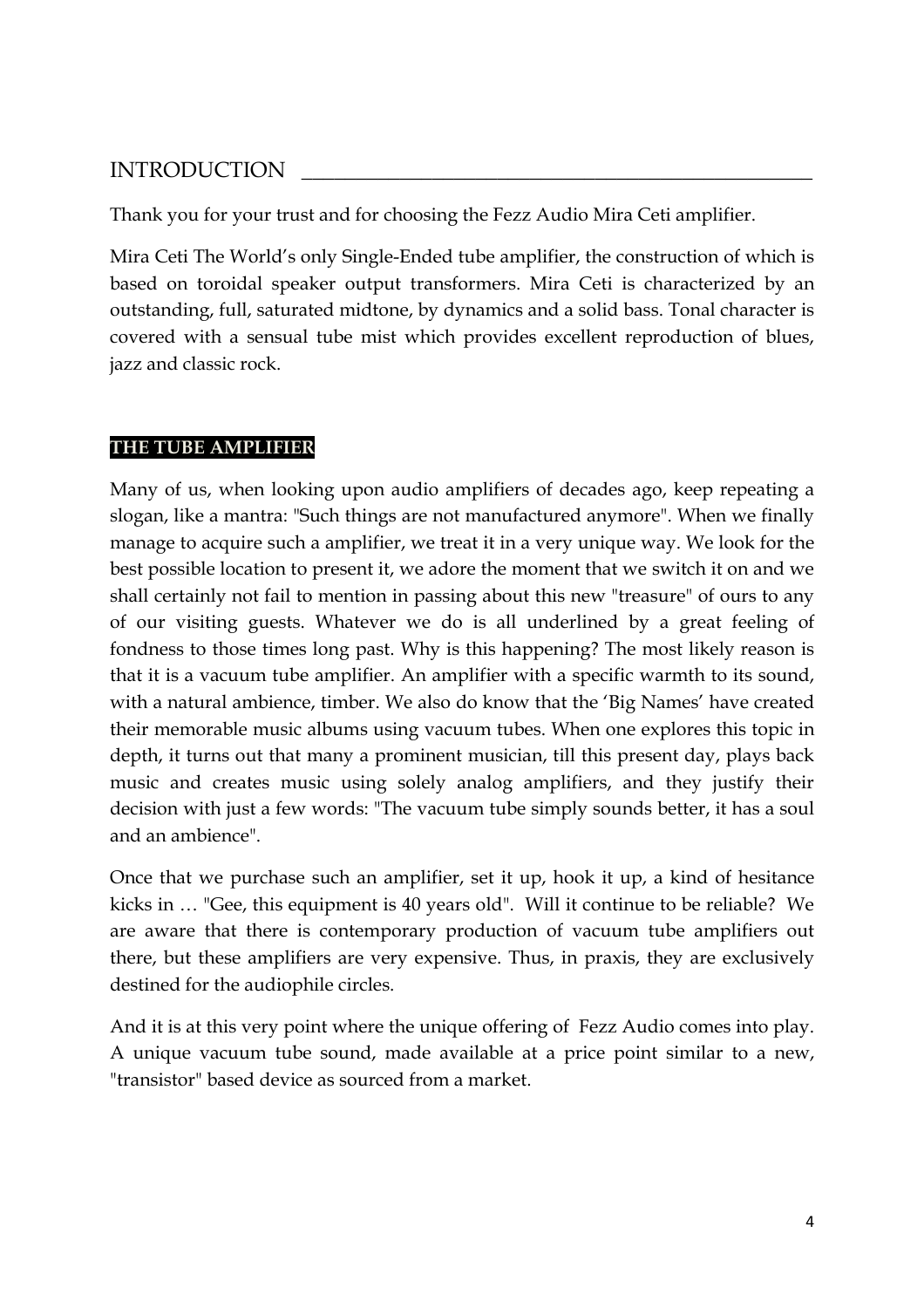## INTRODUCTION

Thank you for your trust and for choosing the Fezz Audio Mira Ceti amplifier.

Mira Ceti The World's only Single-Ended tube amplifier, the construction of which is based on toroidal speaker output transformers. Mira Ceti is characterized by an outstanding, full, saturated midtone, by dynamics and a solid bass. Tonal character is covered with a sensual tube mist which provides excellent reproduction of blues, jazz and classic rock.

### THE TUBE AMPLIFIER

Many of us, when looking upon audio amplifiers of decades ago, keep repeating a slogan, like a mantra: "Such things are not manufactured anymore". When we finally manage to acquire such a amplifier, we treat it in a very unique way. We look for the best possible location to present it, we adore the moment that we switch it on and we shall certainly not fail to mention in passing about this new "treasure" of ours to any of our visiting guests. Whatever we do is all underlined by a great feeling of fondness to those times long past. Why is this happening? The most likely reason is that it is a vacuum tube amplifier. An amplifier with a specific warmth to its sound, with a natural ambience, timber. We also do know that the 'Big Names' have created their memorable music albums using vacuum tubes. When one explores this topic in depth, it turns out that many a prominent musician, till this present day, plays back music and creates music using solely analog amplifiers, and they justify their decision with just a few words: "The vacuum tube simply sounds better, it has a soul and an ambience".

Once that we purchase such an amplifier, set it up, hook it up, a kind of hesitance kicks in … "Gee, this equipment is 40 years old". Will it continue to be reliable? We are aware that there is contemporary production of vacuum tube amplifiers out there, but these amplifiers are very expensive. Thus, in praxis, they are exclusively destined for the audiophile circles.

And it is at this very point where the unique offering of Fezz Audio comes into play. A unique vacuum tube sound, made available at a price point similar to a new, "transistor" based device as sourced from a market.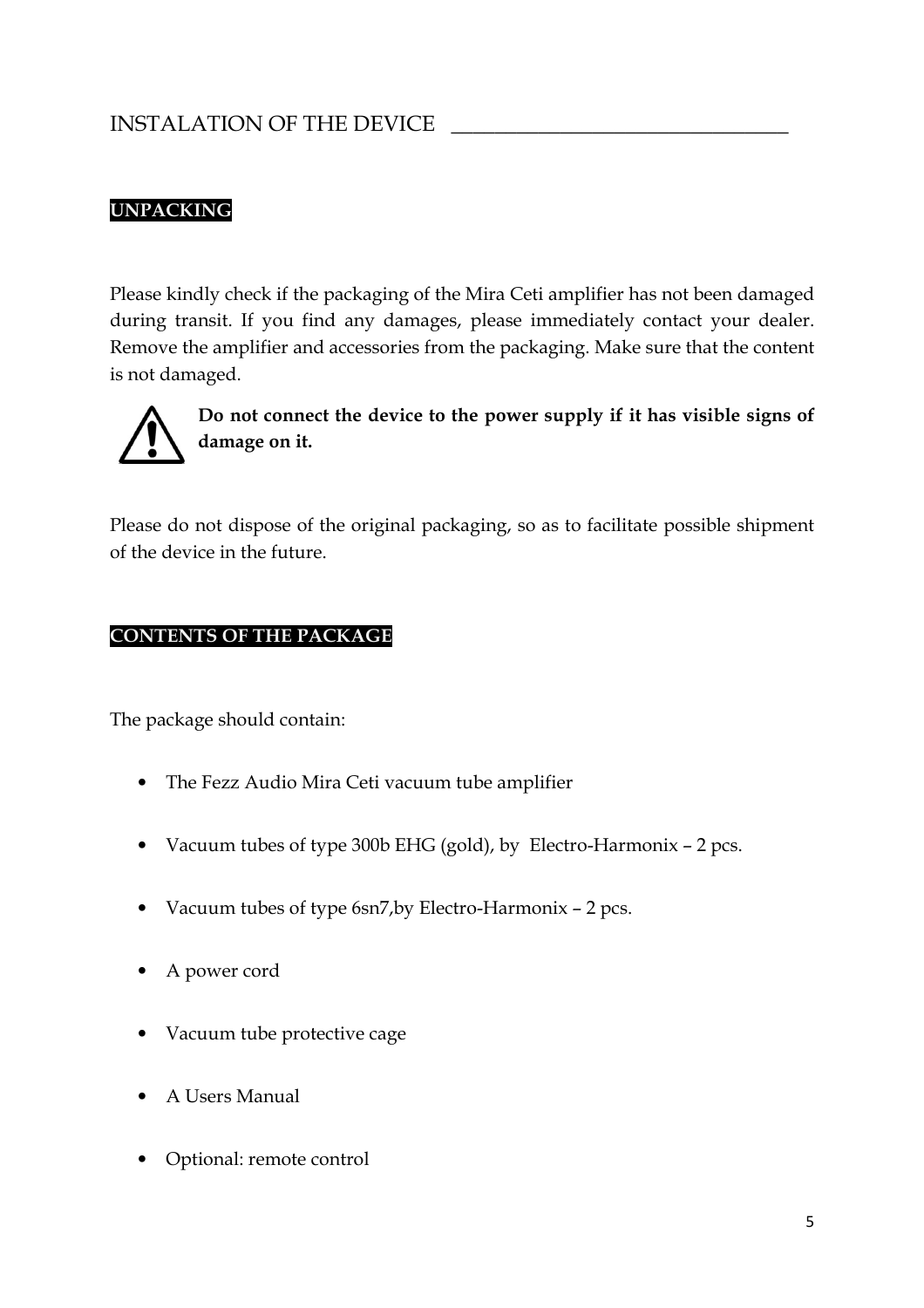# INSTALATION OF THE DEVICE

## UNPACKING

Please kindly check if the packaging of the Mira Ceti amplifier has not been damaged during transit. If you find any damages, please immediately contact your dealer. Remove the amplifier and accessories from the packaging. Make sure that the content is not damaged.

**Do not connect the device to the power supply if it has visible signs of damage on it.**

Please do not dispose of the original packaging, so as to facilitate possible shipment of the device in the future.

## CONTENTS OF THE PACKAGE

The package should contain:

- The Fezz Audio Mira Ceti vacuum tube amplifier
- Vacuum tubes of type 300b EHG (gold), by Electro-Harmonix – 2 pcs.
- Vacuum tubes of type 6sn7,by Electro-Harmonix – 2 pcs.
- A power cord
- Vacuum tube protective cage
- A Users Manual
- Optional: remote control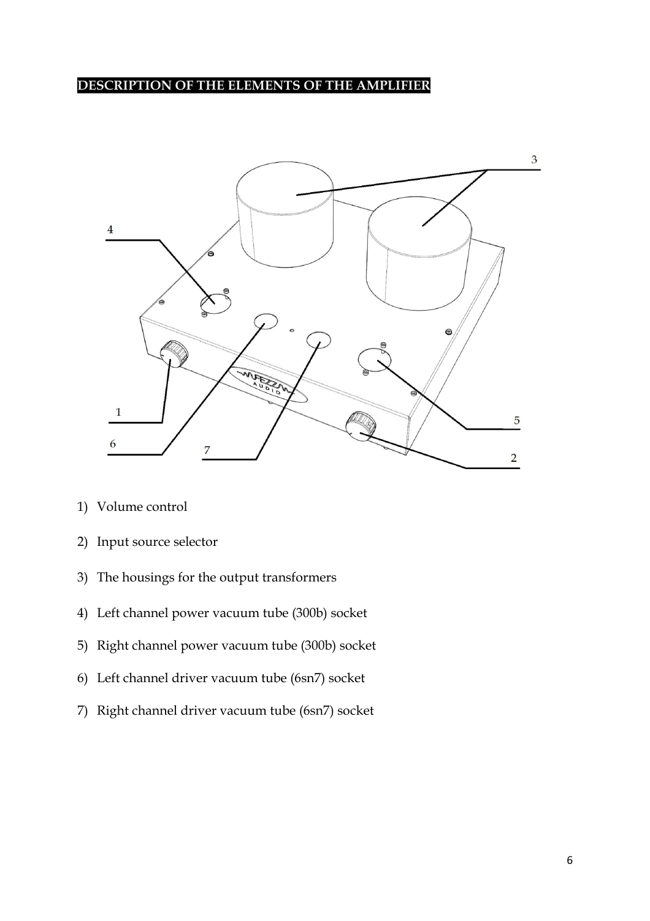## DESCRIPTION OF THE ELEMENTS OF THE AMPLIFIER

1) Volume control
2) Input source selector
3) The housings for the output transformers
4) Left channel power vacuum tube (300b) socket
5) Right channel power vacuum tube (300b) socket
6) Left channel driver vacuum tube (6sn7) socket
7) Right channel driver vacuum tube (6sn7) socket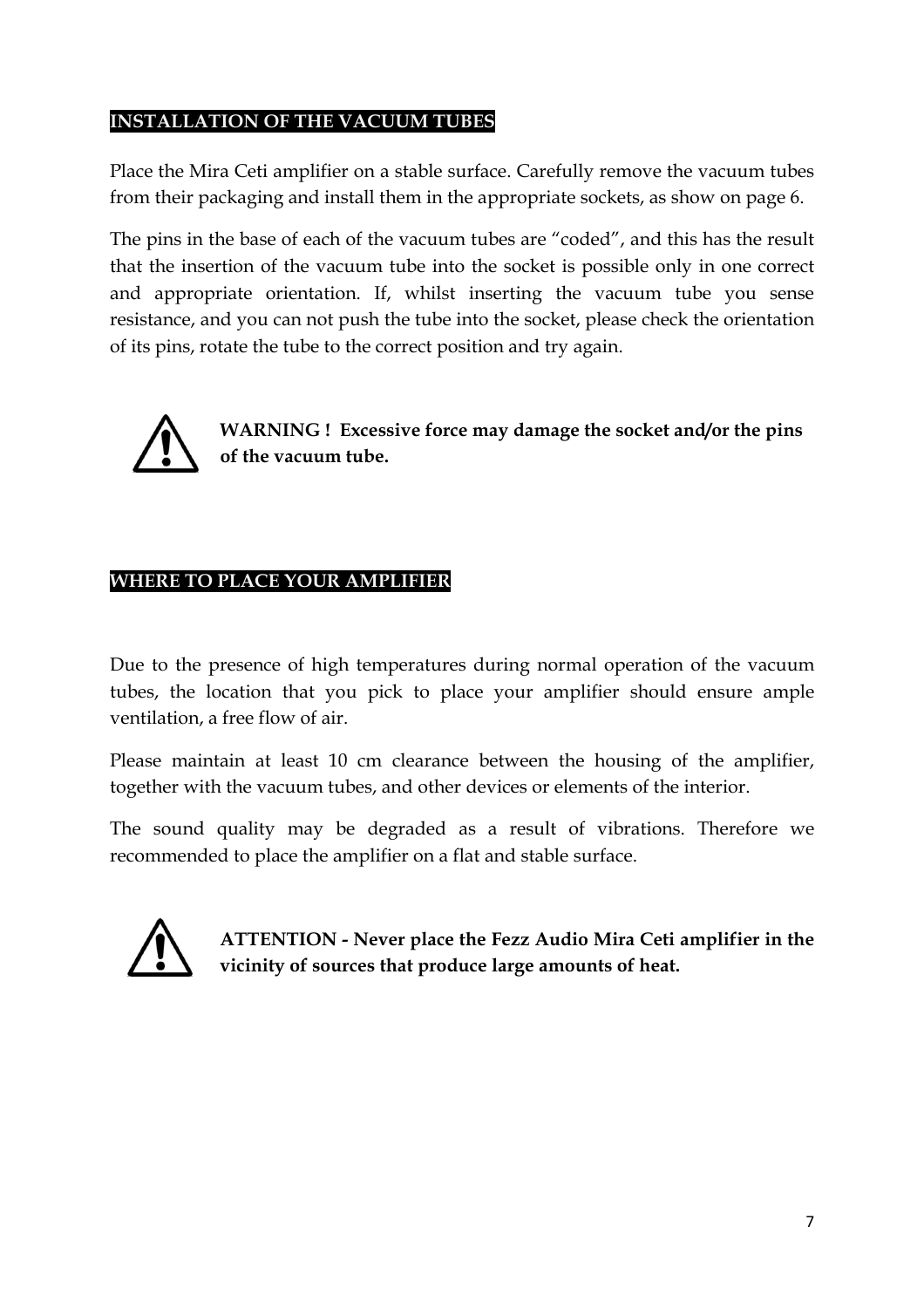## INSTALLATION OF THE VACUUM TUBES

Place the Mira Ceti amplifier on a stable surface. Carefully remove the vacuum tubes from their packaging and install them in the appropriate sockets, as show on page 6.

The pins in the base of each of the vacuum tubes are "coded", and this has the result that the insertion of the vacuum tube into the socket is possible only in one correct and appropriate orientation. If, whilst inserting the vacuum tube you sense resistance, and you can not push the tube into the socket, please check the orientation of its pins, rotate the tube to the correct position and try again.

**WARNING ! Excessive force may damage the socket and/or the pins of the vacuum tube.**

## WHERE TO PLACE YOUR AMPLIFIER

Due to the presence of high temperatures during normal operation of the vacuum tubes, the location that you pick to place your amplifier should ensure ample ventilation, a free flow of air.

Please maintain at least 10 cm clearance between the housing of the amplifier, together with the vacuum tubes, and other devices or elements of the interior.

The sound quality may be degraded as a result of vibrations. Therefore we recommended to place the amplifier on a flat and stable surface.

**ATTENTION - Never place the Fezz Audio Mira Ceti amplifier in the vicinity of sources that produce large amounts of heat.**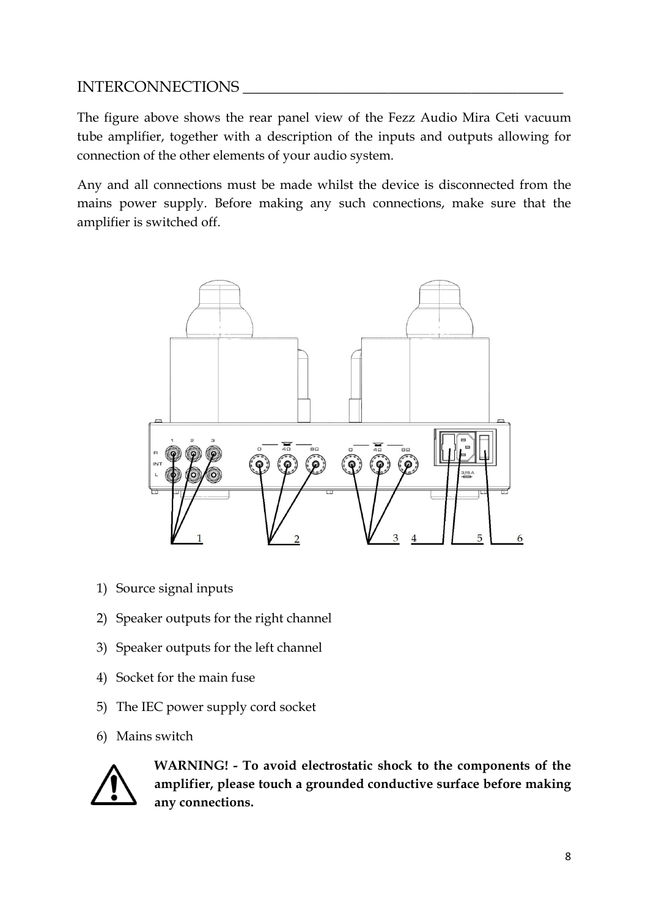## INTERCONNECTIONS

The figure above shows the rear panel view of the Fezz Audio Mira Ceti vacuum tube amplifier, together with a description of the inputs and outputs allowing for connection of the other elements of your audio system.

Any and all connections must be made whilst the device is disconnected from the mains power supply. Before making any such connections, make sure that the amplifier is switched off.

1) Source signal inputs
2) Speaker outputs for the right channel
3) Speaker outputs for the left channel
4) Socket for the main fuse
5) The IEC power supply cord socket
6) Mains switch

**WARNING! - To avoid electrostatic shock to the components of the amplifier, please touch a grounded conductive surface before making any connections.**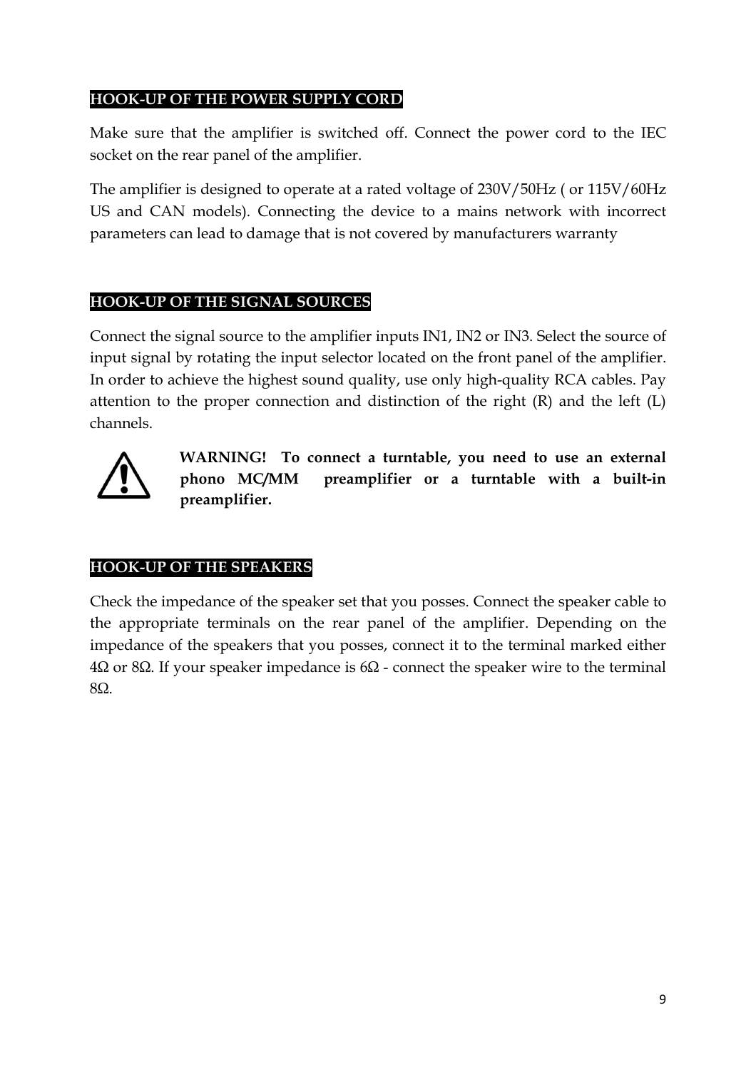## HOOK-UP OF THE POWER SUPPLY CORD

Make sure that the amplifier is switched off. Connect the power cord to the IEC socket on the rear panel of the amplifier.

The amplifier is designed to operate at a rated voltage of 230V/50Hz ( or 115V/60Hz US and CAN models). Connecting the device to a mains network with incorrect parameters can lead to damage that is not covered by manufacturers warranty

## HOOK-UP OF THE SIGNAL SOURCES

Connect the signal source to the amplifier inputs IN1, IN2 or IN3. Select the source of input signal by rotating the input selector located on the front panel of the amplifier. In order to achieve the highest sound quality, use only high-quality RCA cables. Pay attention to the proper connection and distinction of the right (R) and the left (L) channels.

⚠ **WARNING! To connect a turntable, you need to use an external phono MC/MM preamplifier or a turntable with a built-in preamplifier.**

## HOOK-UP OF THE SPEAKERS

Check the impedance of the speaker set that you posses. Connect the speaker cable to the appropriate terminals on the rear panel of the amplifier. Depending on the impedance of the speakers that you posses, connect it to the terminal marked either 4Ω or 8Ω. If your speaker impedance is 6Ω - connect the speaker wire to the terminal 8Ω.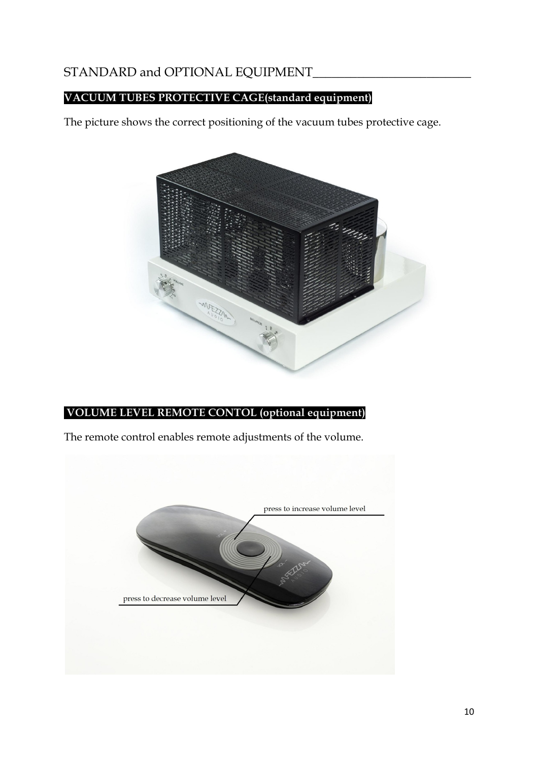## STANDARD and OPTIONAL EQUIPMENT

**VACUUM TUBES PROTECTIVE CAGE(standard equipment)**

The picture shows the correct positioning of the vacuum tubes protective cage.

**VOLUME LEVEL REMOTE CONTOL (optional equipment)**

The remote control enables remote adjustments of the volume.

press to increase volume level

press to decrease volume level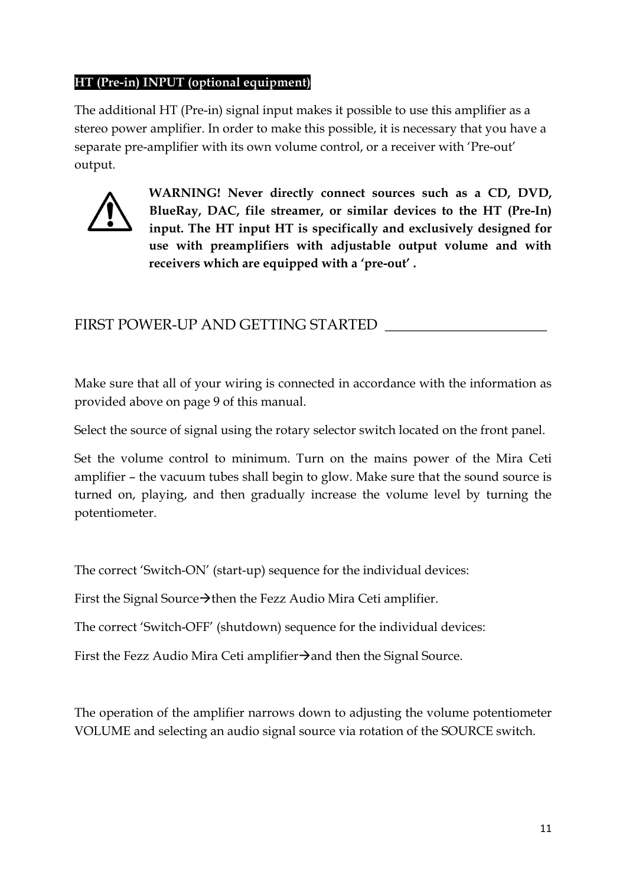**HT (Pre-in) INPUT (optional equipment)**

The additional HT (Pre-in) signal input makes it possible to use this amplifier as a stereo power amplifier. In order to make this possible, it is necessary that you have a separate pre-amplifier with its own volume control, or a receiver with 'Pre-out' output.

**WARNING! Never directly connect sources such as a CD, DVD, BlueRay, DAC, file streamer, or similar devices to the HT (Pre-In) input. The HT input HT is specifically and exclusively designed for use with preamplifiers with adjustable output volume and with receivers which are equipped with a 'pre-out' .**

## FIRST POWER-UP AND GETTING STARTED

Make sure that all of your wiring is connected in accordance with the information as provided above on page 9 of this manual.

Select the source of signal using the rotary selector switch located on the front panel.

Set the volume control to minimum. Turn on the mains power of the Mira Ceti amplifier – the vacuum tubes shall begin to glow. Make sure that the sound source is turned on, playing, and then gradually increase the volume level by turning the potentiometer.

The correct 'Switch-ON' (start-up) sequence for the individual devices:

First the Signal Source→then the Fezz Audio Mira Ceti amplifier.

The correct 'Switch-OFF' (shutdown) sequence for the individual devices:

First the Fezz Audio Mira Ceti amplifier→and then the Signal Source.

The operation of the amplifier narrows down to adjusting the volume potentiometer VOLUME and selecting an audio signal source via rotation of the SOURCE switch.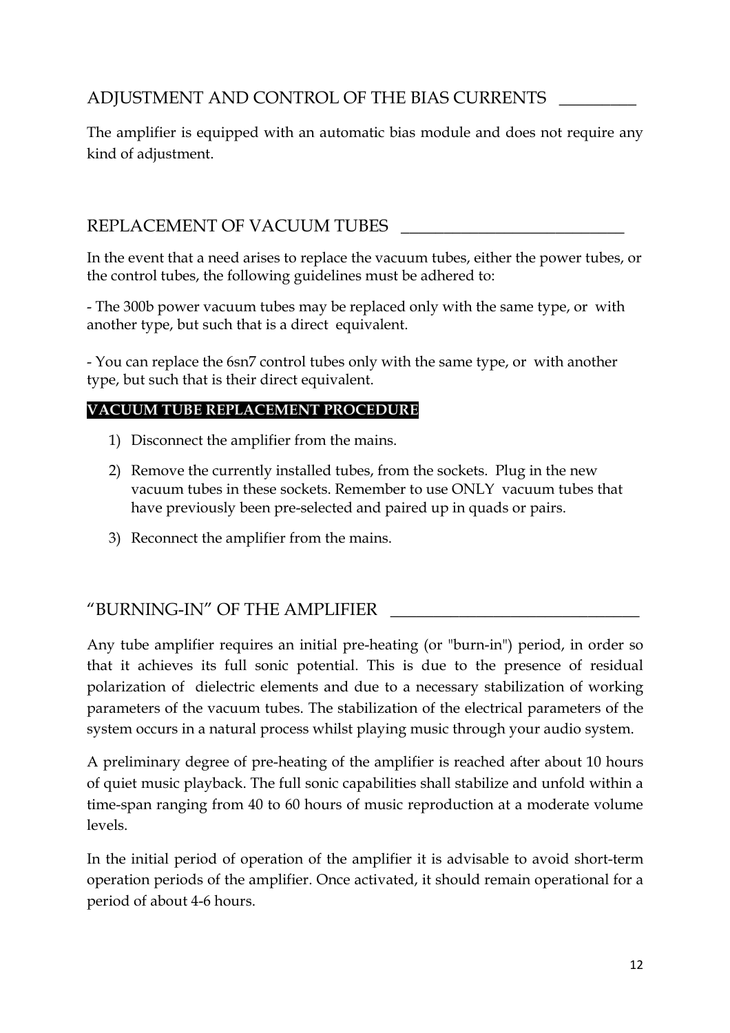## ADJUSTMENT AND CONTROL OF THE BIAS CURRENTS

The amplifier is equipped with an automatic bias module and does not require any kind of adjustment.

## REPLACEMENT OF VACUUM TUBES

In the event that a need arises to replace the vacuum tubes, either the power tubes, or the control tubes, the following guidelines must be adhered to:

- The 300b power vacuum tubes may be replaced only with the same type, or with another type, but such that is a direct equivalent.

- You can replace the 6sn7 control tubes only with the same type, or with another type, but such that is their direct equivalent.

**VACUUM TUBE REPLACEMENT PROCEDURE**

1) Disconnect the amplifier from the mains.
2) Remove the currently installed tubes, from the sockets. Plug in the new vacuum tubes in these sockets. Remember to use ONLY vacuum tubes that have previously been pre-selected and paired up in quads or pairs.
3) Reconnect the amplifier from the mains.

## "BURNING-IN" OF THE AMPLIFIER

Any tube amplifier requires an initial pre-heating (or "burn-in") period, in order so that it achieves its full sonic potential. This is due to the presence of residual polarization of dielectric elements and due to a necessary stabilization of working parameters of the vacuum tubes. The stabilization of the electrical parameters of the system occurs in a natural process whilst playing music through your audio system.

A preliminary degree of pre-heating of the amplifier is reached after about 10 hours of quiet music playback. The full sonic capabilities shall stabilize and unfold within a time-span ranging from 40 to 60 hours of music reproduction at a moderate volume levels.

In the initial period of operation of the amplifier it is advisable to avoid short-term operation periods of the amplifier. Once activated, it should remain operational for a period of about 4-6 hours.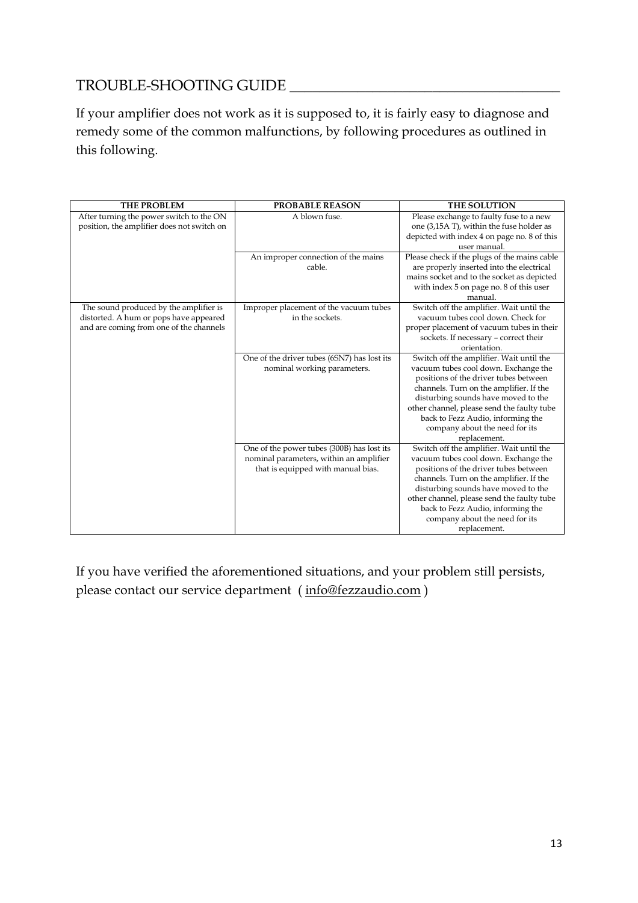## TROUBLE-SHOOTING GUIDE

If your amplifier does not work as it is supposed to, it is fairly easy to diagnose and remedy some of the common malfunctions, by following procedures as outlined in this following.

| THE PROBLEM | PROBABLE REASON | THE SOLUTION |
|---|---|---|
| After turning the power switch to the ON position, the amplifier does not switch on | A blown fuse. | Please exchange to faulty fuse to a new one (3,15A T), within the fuse holder as depicted with index 4 on page no. 8 of this user manual. |
| | An improper connection of the mains cable. | Please check if the plugs of the mains cable are properly inserted into the electrical mains socket and to the socket as depicted with index 5 on page no. 8 of this user manual. |
| The sound produced by the amplifier is distorted. A hum or pops have appeared and are coming from one of the channels | Improper placement of the vacuum tubes in the sockets. | Switch off the amplifier. Wait until the vacuum tubes cool down. Check for proper placement of vacuum tubes in their sockets. If necessary – correct their orientation. |
| | One of the driver tubes (6SN7) has lost its nominal working parameters. | Switch off the amplifier. Wait until the vacuum tubes cool down. Exchange the positions of the driver tubes between channels. Turn on the amplifier. If the disturbing sounds have moved to the other channel, please send the faulty tube back to Fezz Audio, informing the company about the need for its replacement. |
| | One of the power tubes (300B) has lost its nominal parameters, within an amplifier that is equipped with manual bias. | Switch off the amplifier. Wait until the vacuum tubes cool down. Exchange the positions of the driver tubes between channels. Turn on the amplifier. If the disturbing sounds have moved to the other channel, please send the faulty tube back to Fezz Audio, informing the company about the need for its replacement. |

If you have verified the aforementioned situations, and your problem still persists, please contact our service department ( info@fezzaudio.com )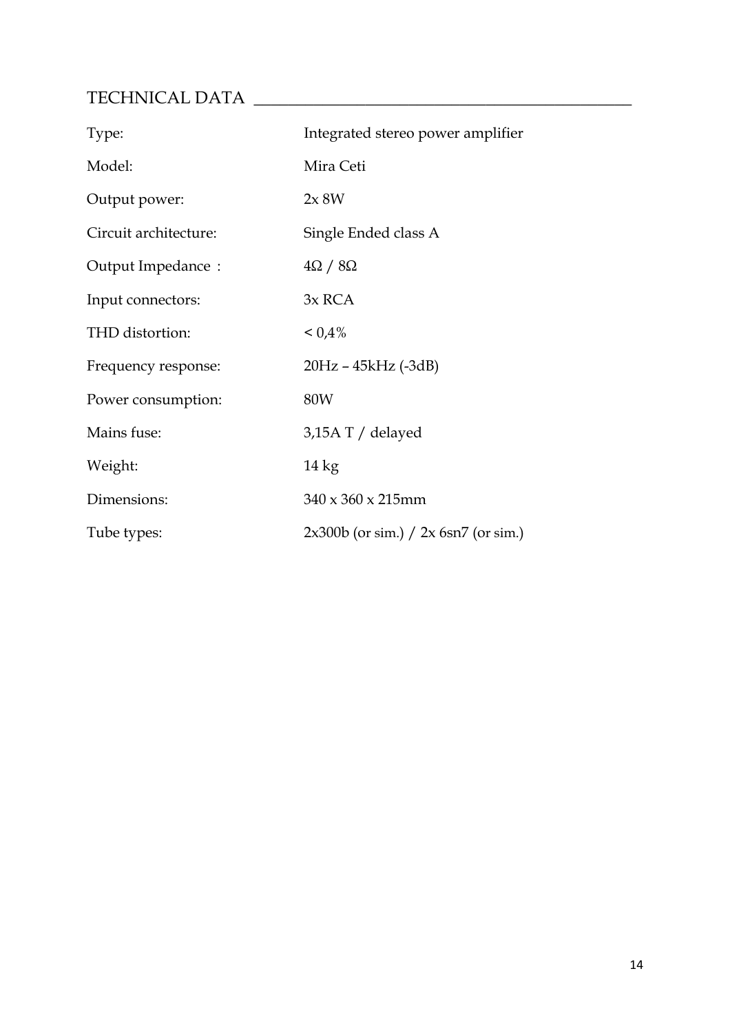## TECHNICAL DATA

| | |
|---|---|
| Type: | Integrated stereo power amplifier |
| Model: | Mira Ceti |
| Output power: | 2x 8W |
| Circuit architecture: | Single Ended class A |
| Output Impedance : | 4Ω / 8Ω |
| Input connectors: | 3x RCA |
| THD distortion: | < 0,4% |
| Frequency response: | 20Hz – 45kHz (-3dB) |
| Power consumption: | 80W |
| Mains fuse: | 3,15A T / delayed |
| Weight: | 14 kg |
| Dimensions: | 340 x 360 x 215mm |
| Tube types: | 2x300b (or sim.) / 2x 6sn7 (or sim.) |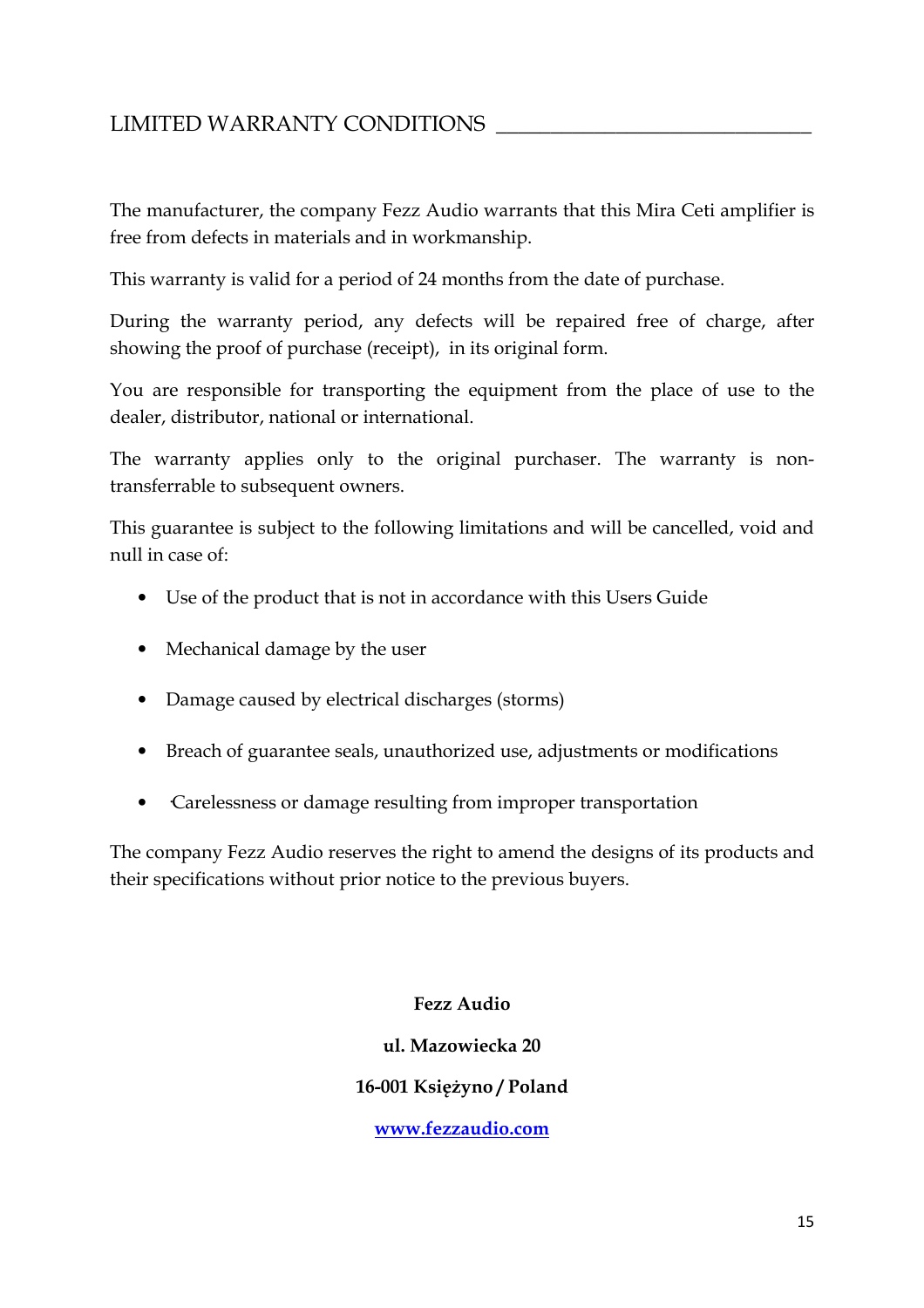# LIMITED WARRANTY CONDITIONS

The manufacturer, the company Fezz Audio warrants that this Mira Ceti amplifier is free from defects in materials and in workmanship.

This warranty is valid for a period of 24 months from the date of purchase.

During the warranty period, any defects will be repaired free of charge, after showing the proof of purchase (receipt), in its original form.

You are responsible for transporting the equipment from the place of use to the dealer, distributor, national or international.

The warranty applies only to the original purchaser. The warranty is non-transferrable to subsequent owners.

This guarantee is subject to the following limitations and will be cancelled, void and null in case of:

- Use of the product that is not in accordance with this Users Guide
- Mechanical damage by the user
- Damage caused by electrical discharges (storms)
- Breach of guarantee seals, unauthorized use, adjustments or modifications
- Carelessness or damage resulting from improper transportation

The company Fezz Audio reserves the right to amend the designs of its products and their specifications without prior notice to the previous buyers.

**Fezz Audio**

**ul. Mazowiecka 20**

**16-001 Księżyno / Poland**

**www.fezzaudio.com**